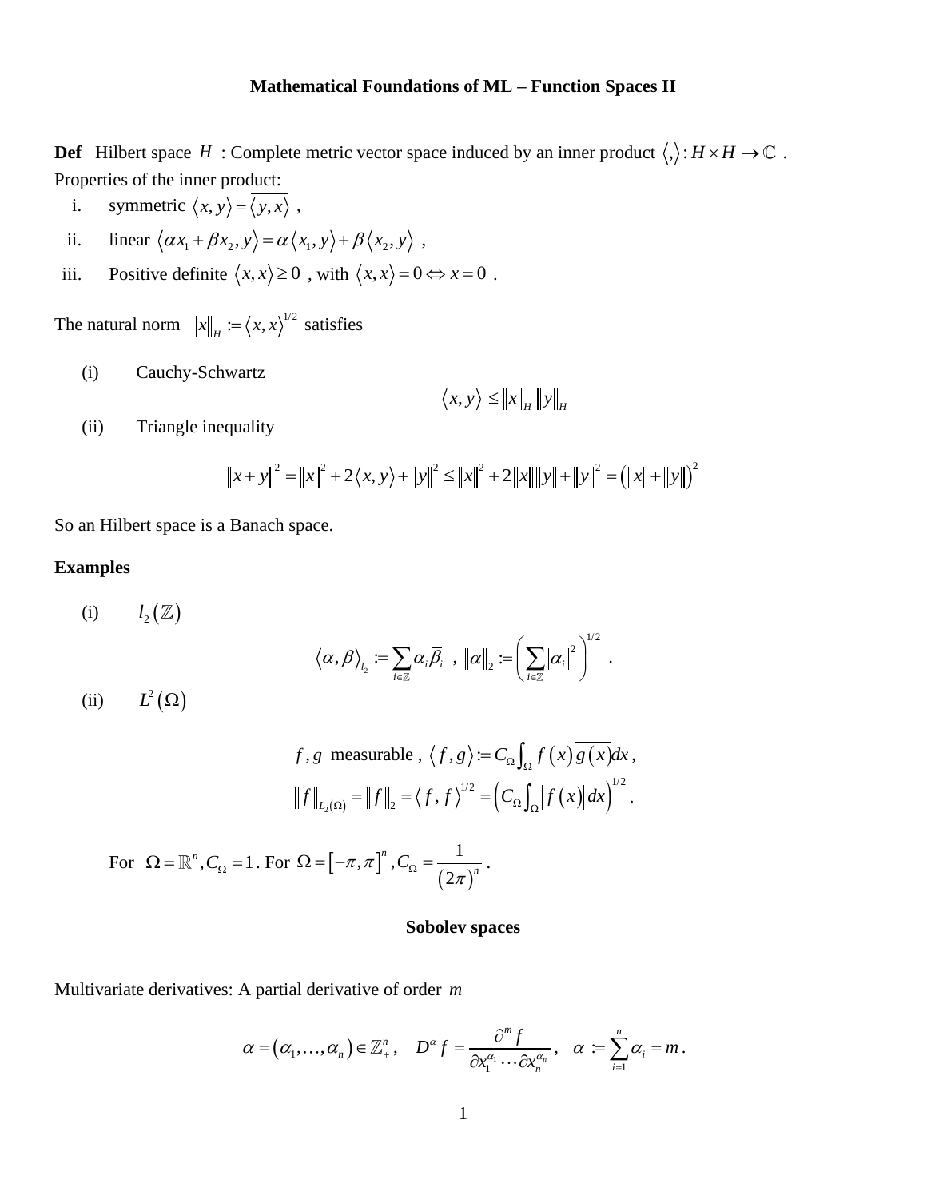# Mathematical Foundations of ML – Function Spaces II

**Def** Hilbert space $H$ : Complete metric vector space induced by an inner product $\langle , \rangle : H \times H \to \mathbb{C}$ .
Properties of the inner product:

i. symmetric $\langle x, y \rangle = \overline{\langle y, x \rangle}$ ,

ii. linear $\langle \alpha x_1 + \beta x_2, y \rangle = \alpha \langle x_1, y \rangle + \beta \langle x_2, y \rangle$ ,

iii. Positive definite $\langle x, x \rangle \geq 0$ , with $\langle x, x \rangle = 0 \Leftrightarrow x = 0$ .

The natural norm $\|x\|_H := \langle x, x \rangle^{1/2}$ satisfies

(i) Cauchy-Schwartz

$$\left| \langle x, y \rangle \right| \leq \|x\|_H \|y\|_H$$

(ii) Triangle inequality

$$\|x + y\|^2 = \|x\|^2 + 2\langle x, y \rangle + \|y\|^2 \leq \|x\|^2 + 2\|x\|\|y\| + \|y\|^2 = \left( \|x\| + \|y\| \right)^2$$

So an Hilbert space is a Banach space.

**Examples**

(i) $l_2(\mathbb{Z})$

$$\langle \alpha, \beta \rangle_{l_2} := \sum_{i \in \mathbb{Z}} \alpha_i \overline{\beta}_i \;,\; \|\alpha\|_2 := \left( \sum_{i \in \mathbb{Z}} |\alpha_i|^2 \right)^{1/2} .$$

(ii) $L^2(\Omega)$

$$f, g \text{ measurable }, \; \langle f, g \rangle := C_\Omega \int_\Omega f(x) \overline{g(x)} dx ,$$

$$\|f\|_{L_2(\Omega)} = \|f\|_2 = \langle f, f \rangle^{1/2} = \left( C_\Omega \int_\Omega |f(x)| dx \right)^{1/2} .$$

For $\Omega = \mathbb{R}^n, C_\Omega = 1$. For $\Omega = [-\pi, \pi]^n, C_\Omega = \frac{1}{(2\pi)^n}$ .

## Sobolev spaces

Multivariate derivatives: A partial derivative of order $m$

$$\alpha = (\alpha_1, \ldots, \alpha_n) \in \mathbb{Z}_+^n, \quad D^\alpha f = \frac{\partial^m f}{\partial x_1^{\alpha_1} \cdots \partial x_n^{\alpha_n}}, \quad |\alpha| := \sum_{i=1}^n \alpha_i = m .$$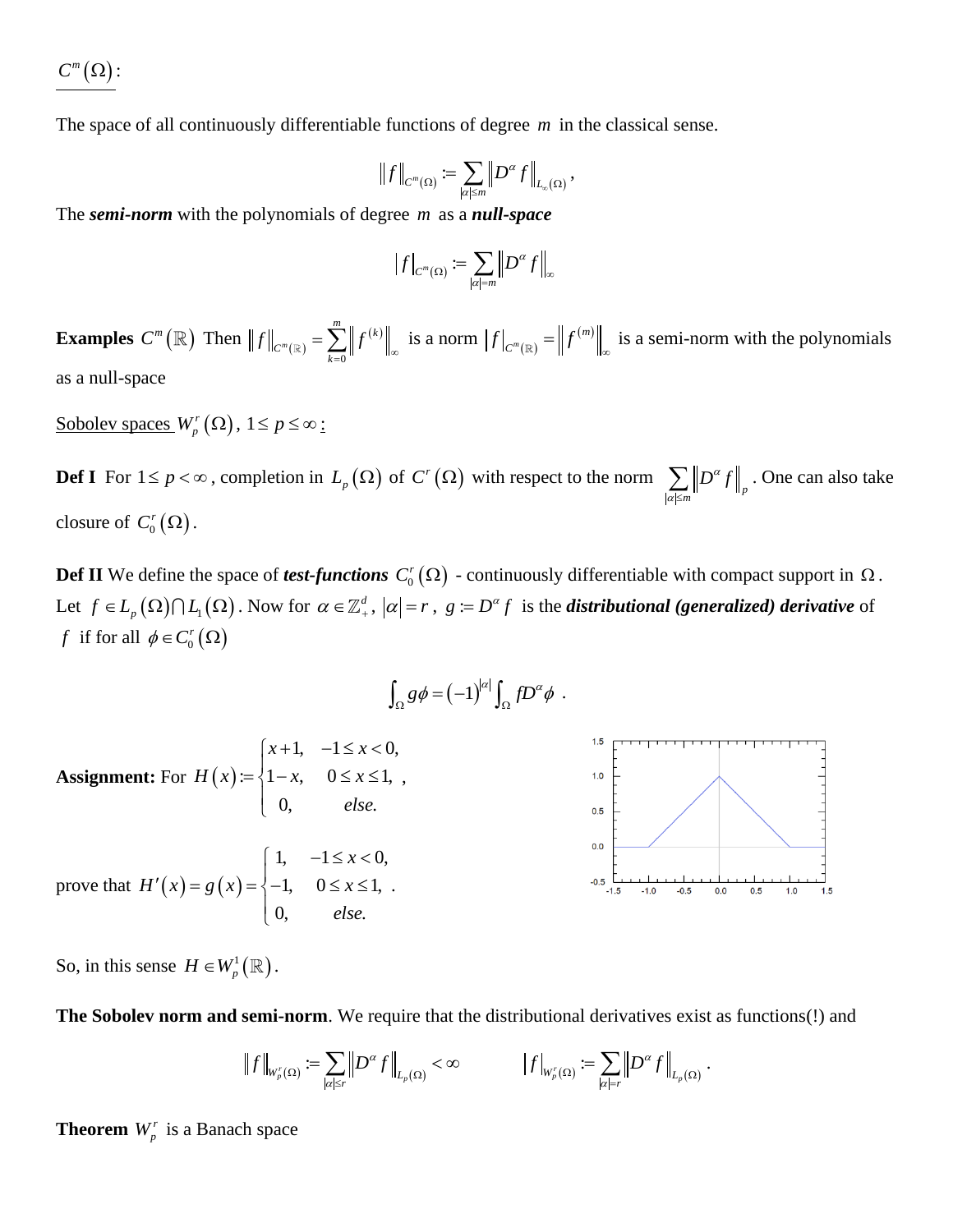$\underline{C^m(\Omega)}$:

The space of all continuously differentiable functions of degree $m$ in the classical sense.

$$\|f\|_{C^m(\Omega)} := \sum_{|\alpha|\le m} \|D^\alpha f\|_{L_\infty(\Omega)},$$

The ***semi-norm*** with the polynomials of degree $m$ as a ***null-space***

$$|f|_{C^m(\Omega)} := \sum_{|\alpha|=m} \|D^\alpha f\|_\infty$$

**Examples** $C^m(\mathbb{R})$ Then $\|f\|_{C^m(\mathbb{R})} = \sum_{k=0}^{m} \|f^{(k)}\|_\infty$ is a norm $|f|_{C^m(\mathbb{R})} = \|f^{(m)}\|_\infty$ is a semi-norm with the polynomials as a null-space

<u>Sobolev spaces $W_p^r(\Omega)$, $1 \le p \le \infty$:</u>

**Def I** For $1 \le p < \infty$, completion in $L_p(\Omega)$ of $C^r(\Omega)$ with respect to the norm $\sum_{|\alpha|\le m} \|D^\alpha f\|_p$. One can also take closure of $C_0^r(\Omega)$.

**Def II** We define the space of ***test-functions*** $C_0^r(\Omega)$ - continuously differentiable with compact support in $\Omega$. Let $f \in L_p(\Omega) \cap L_1(\Omega)$. Now for $\alpha \in \mathbb{Z}_+^d$, $|\alpha| = r$, $g := D^\alpha f$ is the ***distributional (generalized) derivative*** of $f$ if for all $\phi \in C_0^r(\Omega)$

$$\int_\Omega g\phi = (-1)^{|\alpha|} \int_\Omega f D^\alpha \phi \ .$$

**Assignment:** For $H(x) := \begin{cases} x+1, & -1 \le x < 0, \\ 1-x, & 0 \le x \le 1, \\ 0, & else. \end{cases}$,

prove that $H'(x) = g(x) = \begin{cases} 1, & -1 \le x < 0, \\ -1, & 0 \le x \le 1, \\ 0, & else. \end{cases}$.

So, in this sense $H \in W_p^1(\mathbb{R})$.

**The Sobolev norm and semi-norm**. We require that the distributional derivatives exist as functions(!) and

$$\|f\|_{W_p^r(\Omega)} := \sum_{|\alpha|\le r} \|D^\alpha f\|_{L_p(\Omega)} < \infty \qquad |f|_{W_p^r(\Omega)} := \sum_{|\alpha|=r} \|D^\alpha f\|_{L_p(\Omega)}.$$

**Theorem** $W_p^r$ is a Banach space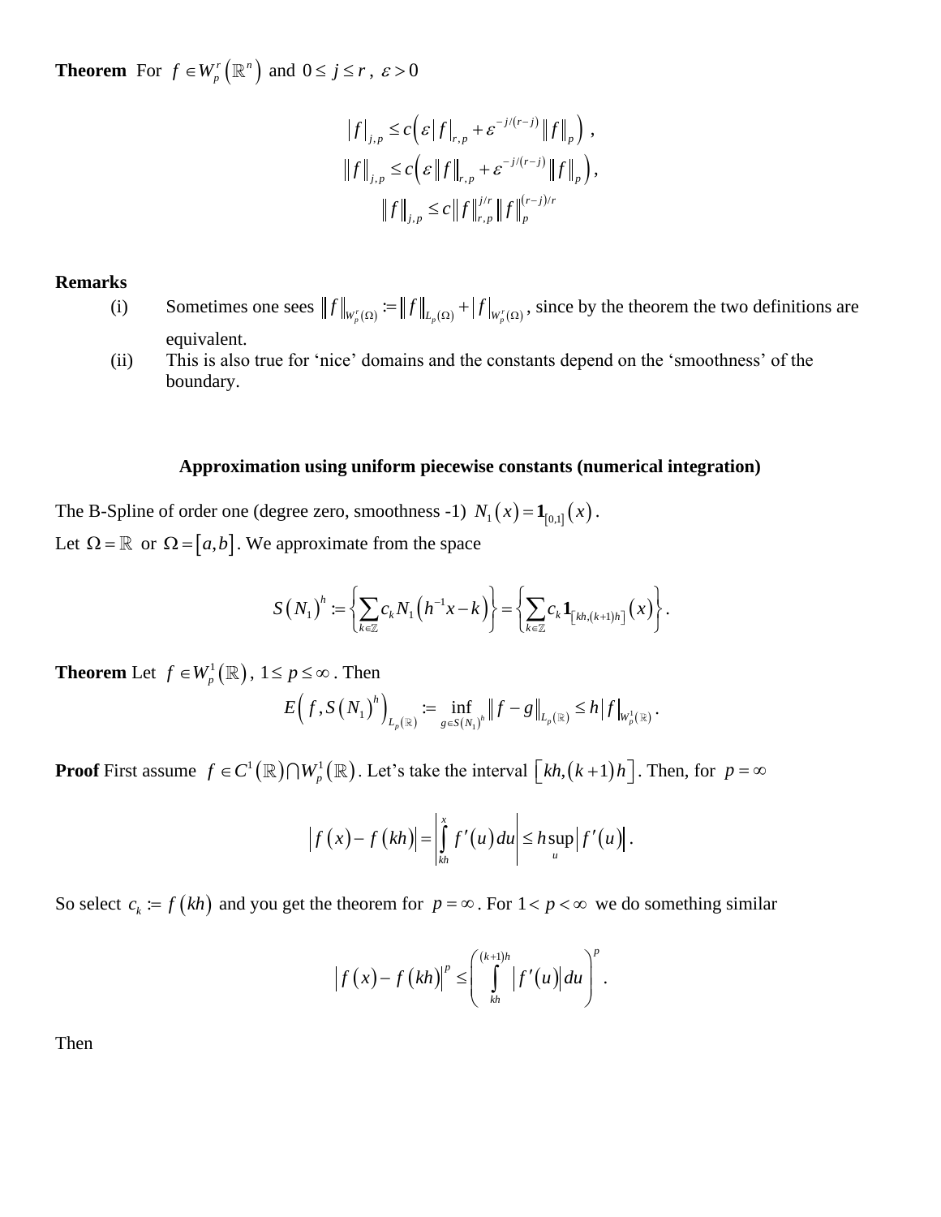**Theorem** For $f \in W_p^r(\mathbb{R}^n)$ and $0 \le j \le r$, $\varepsilon > 0$

$$|f|_{j,p} \le c\left(\varepsilon |f|_{r,p} + \varepsilon^{-j/(r-j)} \|f\|_p\right),$$

$$\|f\|_{j,p} \le c\left(\varepsilon \|f\|_{r,p} + \varepsilon^{-j/(r-j)} \|f\|_p\right),$$

$$\|f\|_{j,p} \le c\|f\|_{r,p}^{j/r} \|f\|_p^{(r-j)/r}$$

**Remarks**

(i) Sometimes one sees $\|f\|_{W_p^r(\Omega)} := \|f\|_{L_p(\Omega)} + |f|_{W_p^r(\Omega)}$, since by the theorem the two definitions are equivalent.

(ii) This is also true for 'nice' domains and the constants depend on the 'smoothness' of the boundary.

### Approximation using uniform piecewise constants (numerical integration)

The B-Spline of order one (degree zero, smoothness -1) $N_1(x) = \mathbf{1}_{[0,1]}(x)$.

Let $\Omega = \mathbb{R}$ or $\Omega = [a,b]$. We approximate from the space

$$S(N_1)^h := \left\{ \sum_{k \in \mathbb{Z}} c_k N_1\left(h^{-1}x - k\right) \right\} = \left\{ \sum_{k \in \mathbb{Z}} c_k \mathbf{1}_{[kh,(k+1)h]}(x) \right\}.$$

**Theorem** Let $f \in W_p^1(\mathbb{R})$, $1 \le p \le \infty$. Then

$$E\left(f, S(N_1)^h\right)_{L_p(\mathbb{R})} := \inf_{g \in S(N_1)^h} \|f - g\|_{L_p(\mathbb{R})} \le h|f|_{W_p^1(\mathbb{R})}.$$

**Proof** First assume $f \in C^1(\mathbb{R}) \cap W_p^1(\mathbb{R})$. Let's take the interval $[kh,(k+1)h]$. Then, for $p = \infty$

$$|f(x) - f(kh)| = \left| \int_{kh}^{x} f'(u)\,du \right| \le h \sup_u |f'(u)|.$$

So select $c_k := f(kh)$ and you get the theorem for $p = \infty$. For $1 < p < \infty$ we do something similar

$$|f(x) - f(kh)|^p \le \left( \int_{kh}^{(k+1)h} |f'(u)|\,du \right)^p.$$

Then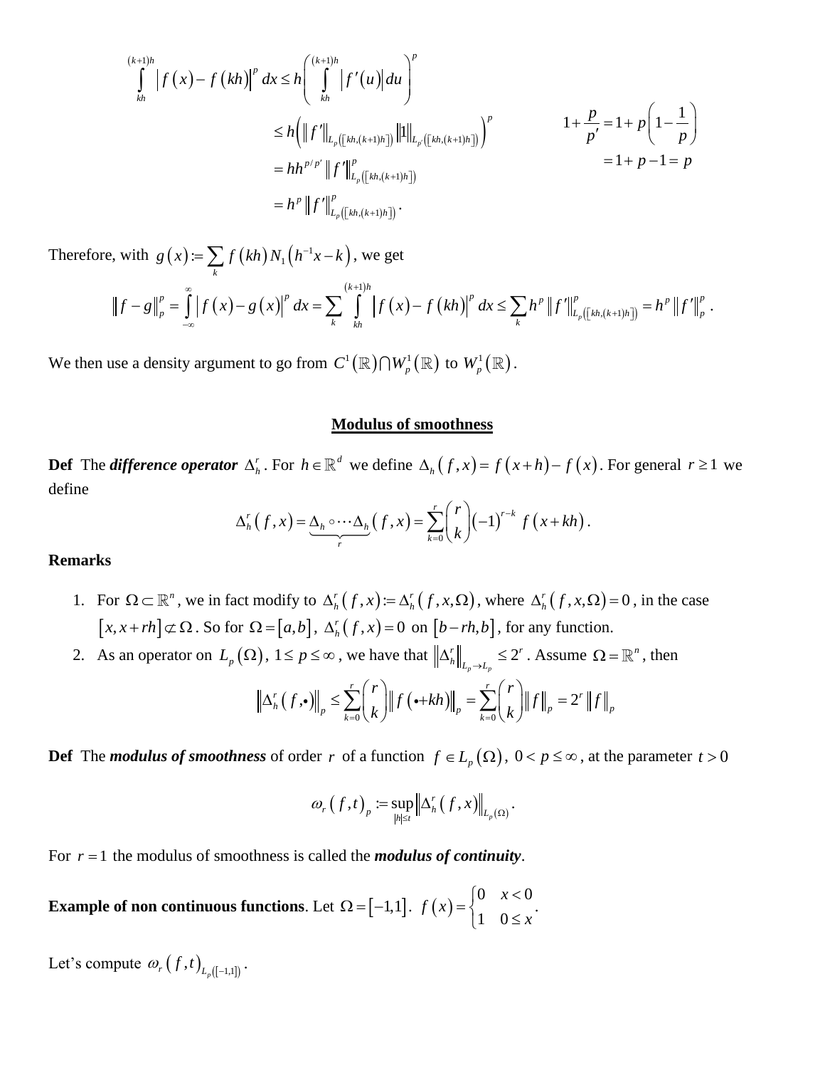$$
\begin{aligned}
\int_{kh}^{(k+1)h} \left| f(x) - f(kh) \right|^p dx &\le h \left( \int_{kh}^{(k+1)h} \left| f'(u) \right| du \right)^p \\
&\le h \left( \| f' \|_{L_p([kh,(k+1)h])} \| 1 \|_{L_{p'}([kh,(k+1)h])} \right)^p \\
&= h h^{p/p'} \| f' \|^p_{L_p([kh,(k+1)h])} \\
&= h^p \| f' \|^p_{L_p([kh,(k+1)h])} .
\end{aligned}
$$

$$
\begin{aligned}
1 + \frac{p}{p'} &= 1 + p\left(1 - \frac{1}{p}\right) \\
&= 1 + p - 1 = p
\end{aligned}
$$

Therefore, with $g(x) := \sum_k f(kh) N_1(h^{-1}x - k)$, we get

$$
\| f - g \|_p^p = \int_{-\infty}^{\infty} \left| f(x) - g(x) \right|^p dx = \sum_k \int_{kh}^{(k+1)h} \left| f(x) - f(kh) \right|^p dx \le \sum_k h^p \| f' \|^p_{L_p([kh,(k+1)h])} = h^p \| f' \|_p^p .
$$

We then use a density argument to go from $C^1(\mathbb{R}) \cap W_p^1(\mathbb{R})$ to $W_p^1(\mathbb{R})$.

## Modulus of smoothness

**Def** The ***difference operator*** $\Delta_h^r$. For $h \in \mathbb{R}^d$ we define $\Delta_h(f,x) = f(x+h) - f(x)$. For general $r \ge 1$ we define

$$
\Delta_h^r(f,x) = \underbrace{\Delta_h \circ \cdots \Delta_h}_{r}(f,x) = \sum_{k=0}^{r} \binom{r}{k} (-1)^{r-k} f(x+kh) .
$$

**Remarks**

1. For $\Omega \subset \mathbb{R}^n$, we in fact modify to $\Delta_h^r(f,x) := \Delta_h^r(f,x,\Omega)$, where $\Delta_h^r(f,x,\Omega) = 0$, in the case $[x, x+rh] \not\subset \Omega$. So for $\Omega = [a,b]$, $\Delta_h^r(f,x) = 0$ on $[b-rh, b]$, for any function.
2. As an operator on $L_p(\Omega)$, $1 \le p \le \infty$, we have that $\left\| \Delta_h^r \right\|_{L_p \to L_p} \le 2^r$. Assume $\Omega = \mathbb{R}^n$, then

$$
\left\| \Delta_h^r(f,\bullet) \right\|_p \le \sum_{k=0}^{r} \binom{r}{k} \left\| f(\bullet + kh) \right\|_p = \sum_{k=0}^{r} \binom{r}{k} \| f \|_p = 2^r \| f \|_p
$$

**Def** The ***modulus of smoothness*** of order $r$ of a function $f \in L_p(\Omega)$, $0 < p \le \infty$, at the parameter $t > 0$

$$
\omega_r(f,t)_p := \sup_{|h| \le t} \left\| \Delta_h^r(f,x) \right\|_{L_p(\Omega)} .
$$

For $r = 1$ the modulus of smoothness is called the ***modulus of continuity***.

**Example of non continuous functions**. Let $\Omega = [-1,1]$. $f(x) = \begin{cases} 0 & x < 0 \\ 1 & 0 \le x \end{cases}$.

Let's compute $\omega_r(f,t)_{L_p([-1,1])}$.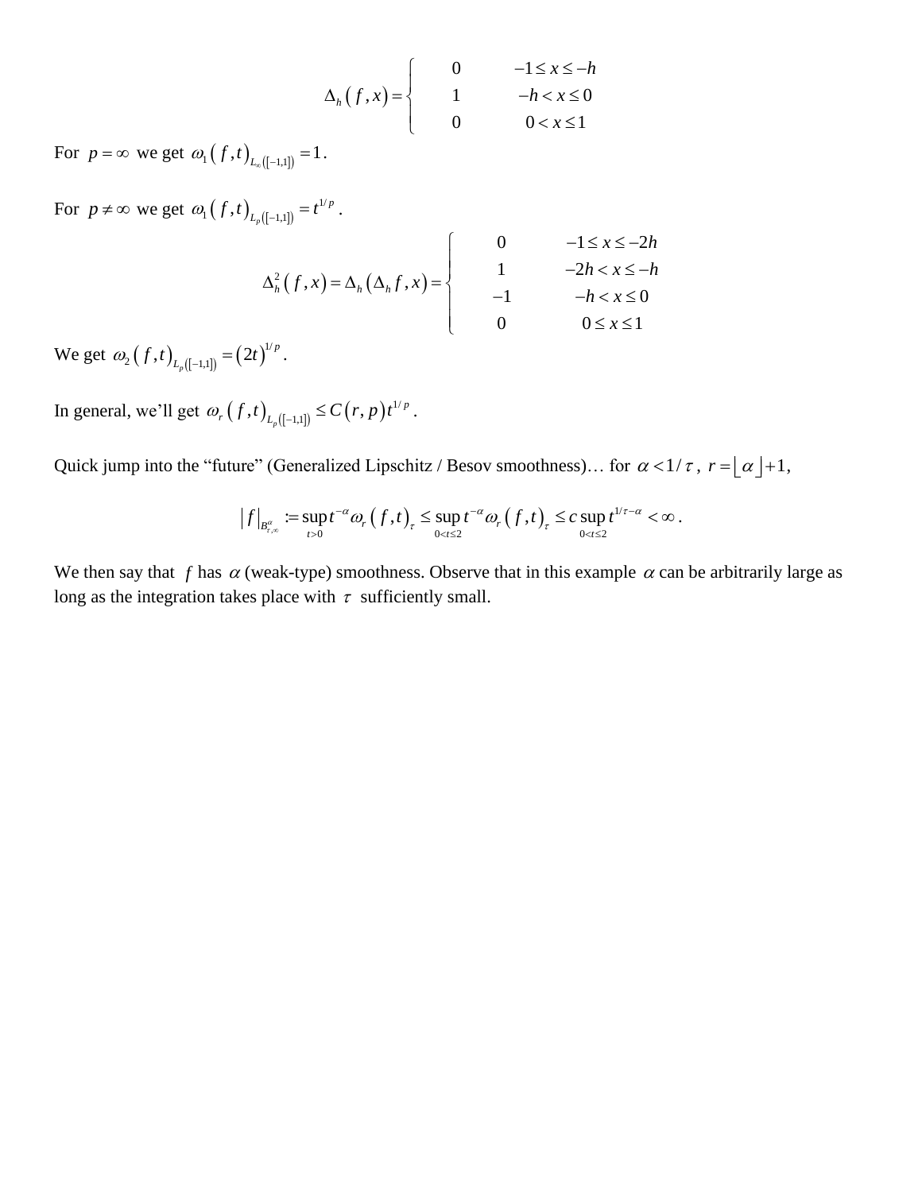$$
\Delta_h(f,x) = \begin{cases} 0 & -1 \le x \le -h \\ 1 & -h < x \le 0 \\ 0 & 0 < x \le 1 \end{cases}
$$

For $p = \infty$ we get $\omega_1(f,t)_{L_\infty([-1,1])} = 1$.

For $p \ne \infty$ we get $\omega_1(f,t)_{L_p([-1,1])} = t^{1/p}$.

$$
\Delta_h^2(f,x) = \Delta_h(\Delta_h f, x) = \begin{cases} 0 & -1 \le x \le -2h \\ 1 & -2h < x \le -h \\ -1 & -h < x \le 0 \\ 0 & 0 \le x \le 1 \end{cases}
$$

We get $\omega_2(f,t)_{L_p([-1,1])} = (2t)^{1/p}$.

In general, we'll get $\omega_r(f,t)_{L_p([-1,1])} \le C(r,p)t^{1/p}$.

Quick jump into the "future" (Generalized Lipschitz / Besov smoothness)… for $\alpha < 1/\tau$, $r = \lfloor \alpha \rfloor + 1$,

$$
|f|_{B^\alpha_{\tau,\infty}} := \sup_{t>0} t^{-\alpha}\omega_r(f,t)_\tau \le \sup_{0<t\le 2} t^{-\alpha}\omega_r(f,t)_\tau \le c \sup_{0<t\le 2} t^{1/\tau-\alpha} < \infty .
$$

We then say that $f$ has $\alpha$ (weak-type) smoothness. Observe that in this example $\alpha$ can be arbitrarily large as long as the integration takes place with $\tau$ sufficiently small.